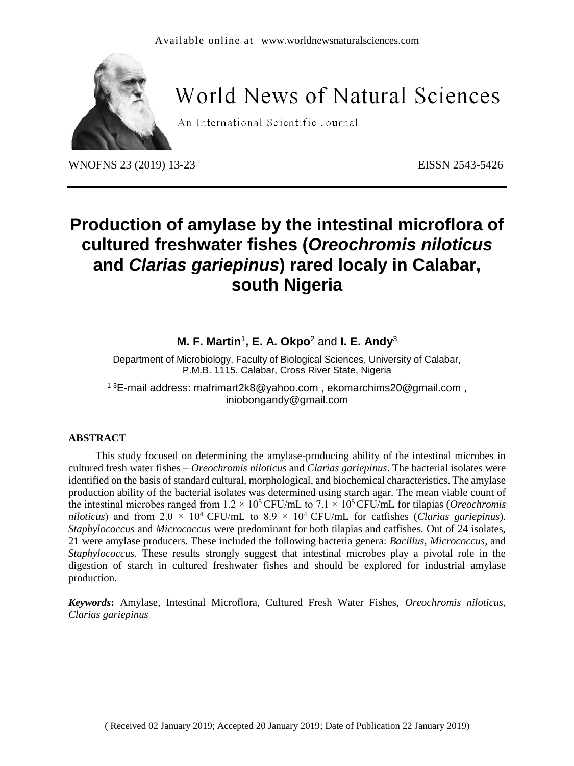# Production of amylase by the intestinal microflora of cultured freshwater fishes (*Oreochromis niloticus* and *Clarias gariepinus*) rared localy in Calabar, south Nigeria

**M. F. Martin**[1]**, E. A. Okpo**[2] and **I. E. Andy**[3]

Department of Microbiology, Faculty of Biological Sciences, University of Calabar, P.M.B. 1115, Calabar, Cross River State, Nigeria

[1-3]E-mail address: mafrimart2k8@yahoo.com , ekomarchims20@gmail.com , iniobongandy@gmail.com

## ABSTRACT

This study focused on determining the amylase-producing ability of the intestinal microbes in cultured fresh water fishes – *Oreochromis niloticus* and *Clarias gariepinus*. The bacterial isolates were identified on the basis of standard cultural, morphological, and biochemical characteristics. The amylase production ability of the bacterial isolates was determined using starch agar. The mean viable count of the intestinal microbes ranged from $1.2 \times 10^5$ CFU/mL to $7.1 \times 10^5$ CFU/mL for tilapias (*Oreochromis niloticus*) and from $2.0 \times 10^4$ CFU/mL to $8.9 \times 10^4$ CFU/mL for catfishes (*Clarias gariepinus*). *Staphylococcus* and *Micrococcus* were predominant for both tilapias and catfishes. Out of 24 isolates, 21 were amylase producers. These included the following bacteria genera: *Bacillus*, *Micrococcus*, and *Staphylococcus.* These results strongly suggest that intestinal microbes play a pivotal role in the digestion of starch in cultured freshwater fishes and should be explored for industrial amylase production.

***Keywords*:** Amylase, Intestinal Microflora, Cultured Fresh Water Fishes, *Oreochromis niloticus*, *Clarias gariepinus*

( Received 02 January 2019; Accepted 20 January 2019; Date of Publication 22 January 2019)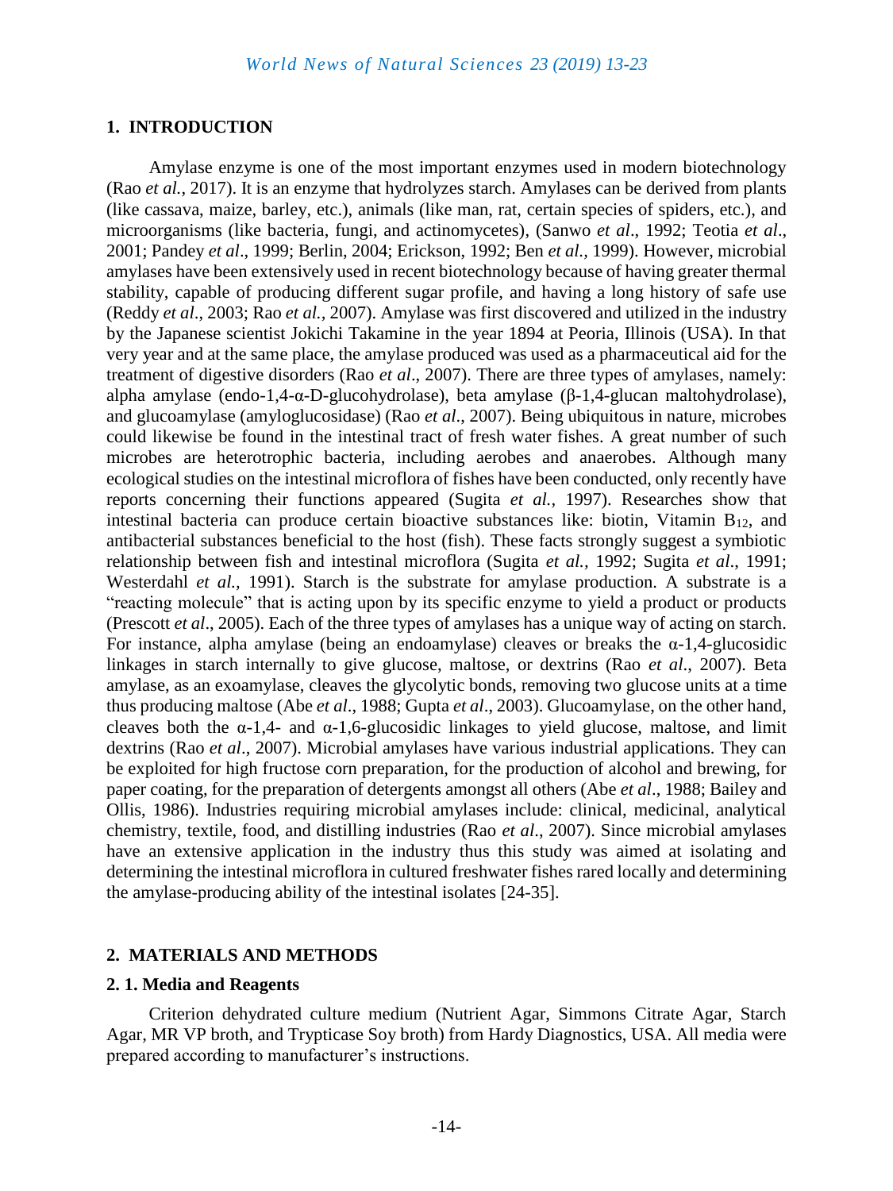## 1. INTRODUCTION

Amylase enzyme is one of the most important enzymes used in modern biotechnology (Rao *et al.*, 2017). It is an enzyme that hydrolyzes starch. Amylases can be derived from plants (like cassava, maize, barley, etc.), animals (like man, rat, certain species of spiders, etc.), and microorganisms (like bacteria, fungi, and actinomycetes), (Sanwo *et al*., 1992; Teotia *et al*., 2001; Pandey *et al*., 1999; Berlin, 2004; Erickson, 1992; Ben *et al.,* 1999). However, microbial amylases have been extensively used in recent biotechnology because of having greater thermal stability, capable of producing different sugar profile, and having a long history of safe use (Reddy *et al*., 2003; Rao *et al.,* 2007). Amylase was first discovered and utilized in the industry by the Japanese scientist Jokichi Takamine in the year 1894 at Peoria, Illinois (USA). In that very year and at the same place, the amylase produced was used as a pharmaceutical aid for the treatment of digestive disorders (Rao *et al*., 2007). There are three types of amylases, namely: alpha amylase (endo-1,4-α-D-glucohydrolase), beta amylase (β-1,4-glucan maltohydrolase), and glucoamylase (amyloglucosidase) (Rao *et al*., 2007). Being ubiquitous in nature, microbes could likewise be found in the intestinal tract of fresh water fishes. A great number of such microbes are heterotrophic bacteria, including aerobes and anaerobes. Although many ecological studies on the intestinal microflora of fishes have been conducted, only recently have reports concerning their functions appeared (Sugita *et al.,* 1997). Researches show that intestinal bacteria can produce certain bioactive substances like: biotin, Vitamin $B_{12}$, and antibacterial substances beneficial to the host (fish). These facts strongly suggest a symbiotic relationship between fish and intestinal microflora (Sugita *et al.,* 1992; Sugita *et al*., 1991; Westerdahl *et al.,* 1991). Starch is the substrate for amylase production. A substrate is a "reacting molecule" that is acting upon by its specific enzyme to yield a product or products (Prescott *et al*., 2005). Each of the three types of amylases has a unique way of acting on starch. For instance, alpha amylase (being an endoamylase) cleaves or breaks the α-1,4-glucosidic linkages in starch internally to give glucose, maltose, or dextrins (Rao *et al*., 2007). Beta amylase, as an exoamylase, cleaves the glycolytic bonds, removing two glucose units at a time thus producing maltose (Abe *et al*., 1988; Gupta *et al*., 2003). Glucoamylase, on the other hand, cleaves both the α-1,4- and α-1,6-glucosidic linkages to yield glucose, maltose, and limit dextrins (Rao *et al*., 2007). Microbial amylases have various industrial applications. They can be exploited for high fructose corn preparation, for the production of alcohol and brewing, for paper coating, for the preparation of detergents amongst all others (Abe *et al*., 1988; Bailey and Ollis, 1986). Industries requiring microbial amylases include: clinical, medicinal, analytical chemistry, textile, food, and distilling industries (Rao *et al*., 2007). Since microbial amylases have an extensive application in the industry thus this study was aimed at isolating and determining the intestinal microflora in cultured freshwater fishes rared locally and determining the amylase-producing ability of the intestinal isolates [24-35].

## 2. MATERIALS AND METHODS

### 2. 1. Media and Reagents

Criterion dehydrated culture medium (Nutrient Agar, Simmons Citrate Agar, Starch Agar, MR VP broth, and Trypticase Soy broth) from Hardy Diagnostics, USA. All media were prepared according to manufacturer's instructions.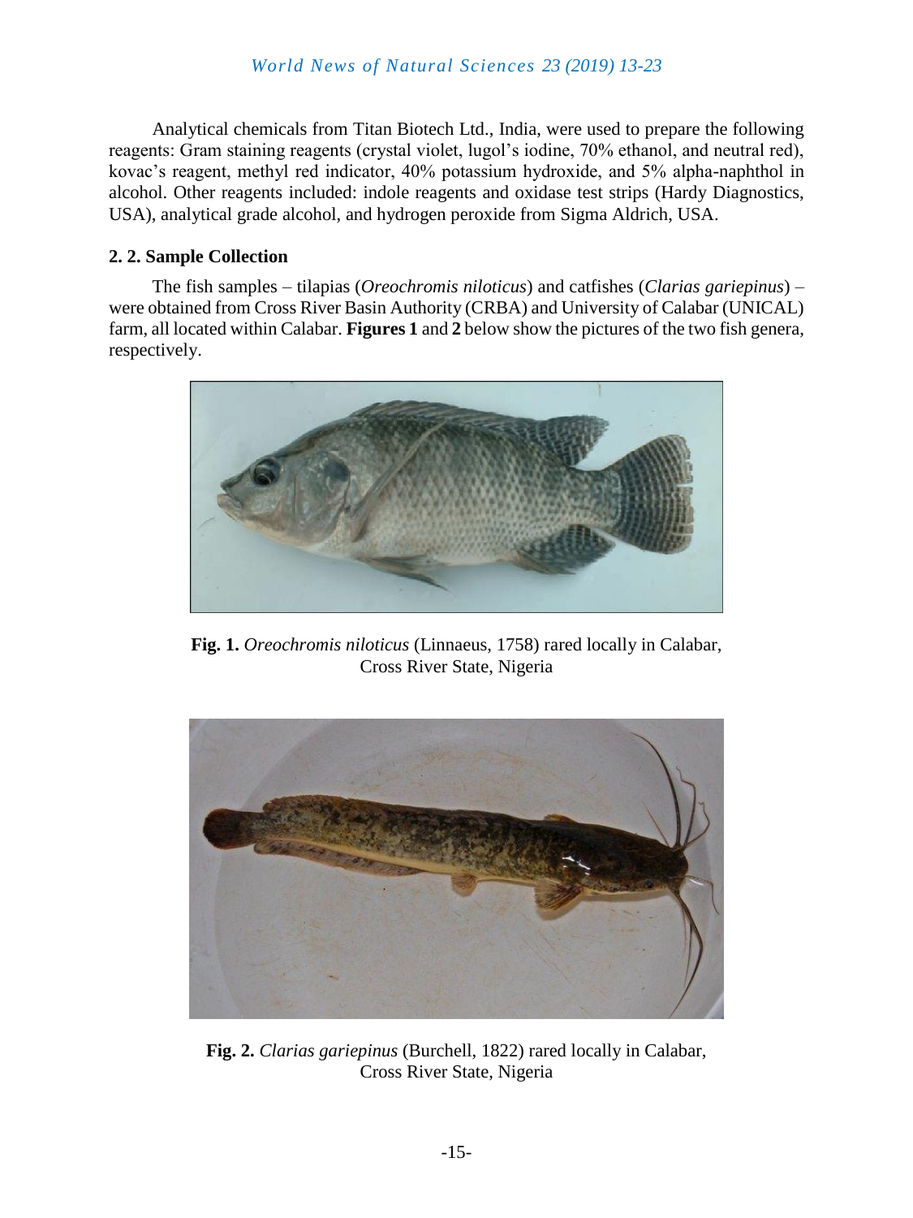Analytical chemicals from Titan Biotech Ltd., India, were used to prepare the following reagents: Gram staining reagents (crystal violet, lugol's iodine, 70% ethanol, and neutral red), kovac's reagent, methyl red indicator, 40% potassium hydroxide, and 5% alpha-naphthol in alcohol. Other reagents included: indole reagents and oxidase test strips (Hardy Diagnostics, USA), analytical grade alcohol, and hydrogen peroxide from Sigma Aldrich, USA.

### 2. 2. Sample Collection

The fish samples – tilapias (*Oreochromis niloticus*) and catfishes (*Clarias gariepinus*) – were obtained from Cross River Basin Authority (CRBA) and University of Calabar (UNICAL) farm, all located within Calabar. **Figures 1** and **2** below show the pictures of the two fish genera, respectively.

**Fig. 1.** *Oreochromis niloticus* (Linnaeus, 1758) rared locally in Calabar, Cross River State, Nigeria

**Fig. 2.** *Clarias gariepinus* (Burchell, 1822) rared locally in Calabar, Cross River State, Nigeria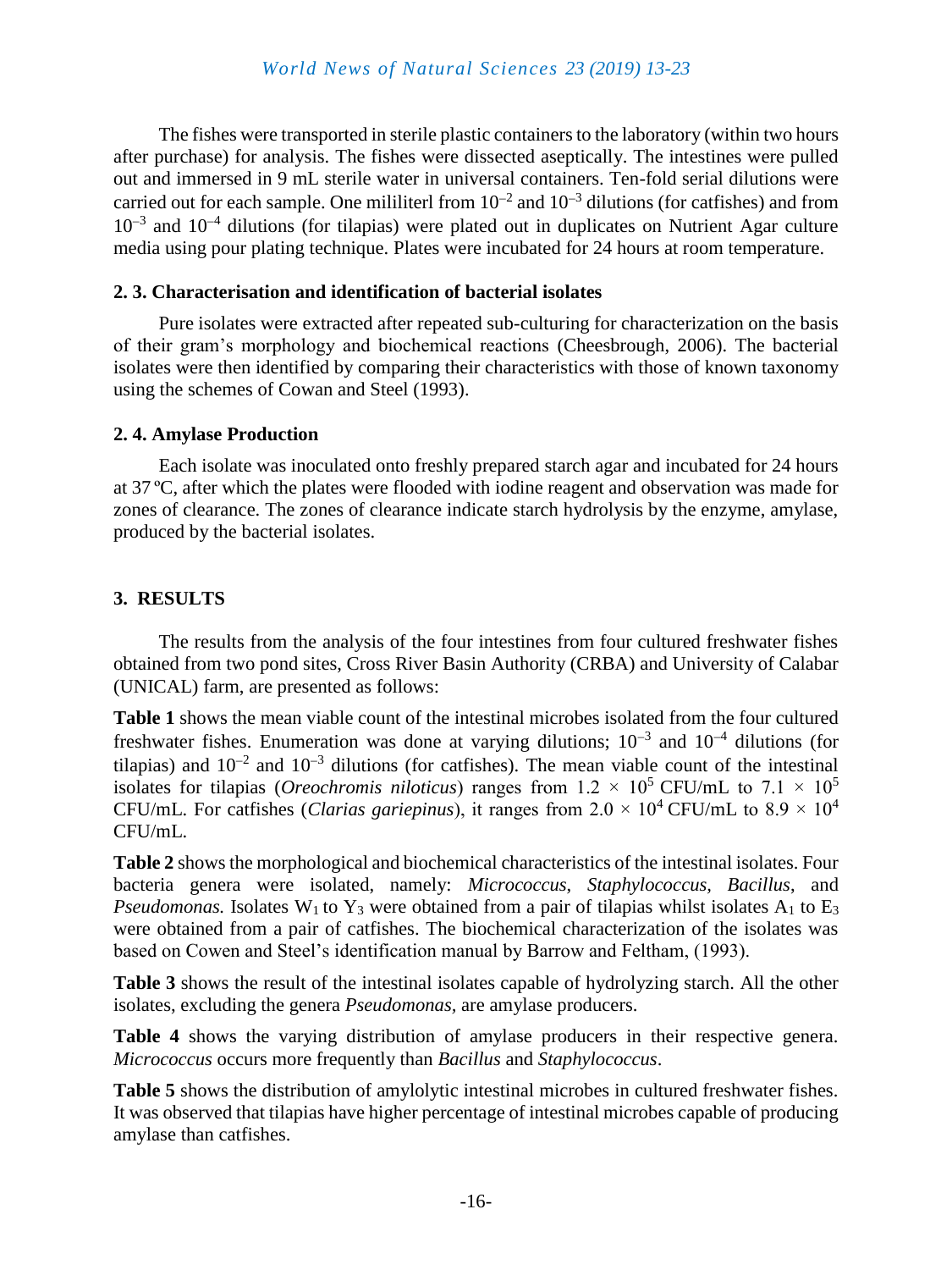The fishes were transported in sterile plastic containers to the laboratory (within two hours after purchase) for analysis. The fishes were dissected aseptically. The intestines were pulled out and immersed in 9 mL sterile water in universal containers. Ten-fold serial dilutions were carried out for each sample. One mililiterl from $10^{-2}$ and $10^{-3}$ dilutions (for catfishes) and from $10^{-3}$ and $10^{-4}$ dilutions (for tilapias) were plated out in duplicates on Nutrient Agar culture media using pour plating technique. Plates were incubated for 24 hours at room temperature.

### 2. 3. Characterisation and identification of bacterial isolates

Pure isolates were extracted after repeated sub-culturing for characterization on the basis of their gram's morphology and biochemical reactions (Cheesbrough, 2006). The bacterial isolates were then identified by comparing their characteristics with those of known taxonomy using the schemes of Cowan and Steel (1993).

### 2. 4. Amylase Production

Each isolate was inoculated onto freshly prepared starch agar and incubated for 24 hours at 37 ºC, after which the plates were flooded with iodine reagent and observation was made for zones of clearance. The zones of clearance indicate starch hydrolysis by the enzyme, amylase, produced by the bacterial isolates.

## 3. RESULTS

The results from the analysis of the four intestines from four cultured freshwater fishes obtained from two pond sites, Cross River Basin Authority (CRBA) and University of Calabar (UNICAL) farm, are presented as follows:

**Table 1** shows the mean viable count of the intestinal microbes isolated from the four cultured freshwater fishes. Enumeration was done at varying dilutions; $10^{-3}$ and $10^{-4}$ dilutions (for tilapias) and $10^{-2}$ and $10^{-3}$ dilutions (for catfishes). The mean viable count of the intestinal isolates for tilapias (*Oreochromis niloticus*) ranges from $1.2 \times 10^5$ CFU/mL to $7.1 \times 10^5$ CFU/mL. For catfishes (*Clarias gariepinus*), it ranges from $2.0 \times 10^4$ CFU/mL to $8.9 \times 10^4$ CFU/mL.

**Table 2** shows the morphological and biochemical characteristics of the intestinal isolates. Four bacteria genera were isolated, namely: *Micrococcus*, *Staphylococcus*, *Bacillus*, and *Pseudomonas.* Isolates $W_1$ to $Y_3$ were obtained from a pair of tilapias whilst isolates $A_1$ to $E_3$ were obtained from a pair of catfishes. The biochemical characterization of the isolates was based on Cowen and Steel's identification manual by Barrow and Feltham, (1993).

**Table 3** shows the result of the intestinal isolates capable of hydrolyzing starch. All the other isolates, excluding the genera *Pseudomonas*, are amylase producers.

**Table 4** shows the varying distribution of amylase producers in their respective genera. *Micrococcus* occurs more frequently than *Bacillus* and *Staphylococcus*.

**Table 5** shows the distribution of amylolytic intestinal microbes in cultured freshwater fishes. It was observed that tilapias have higher percentage of intestinal microbes capable of producing amylase than catfishes.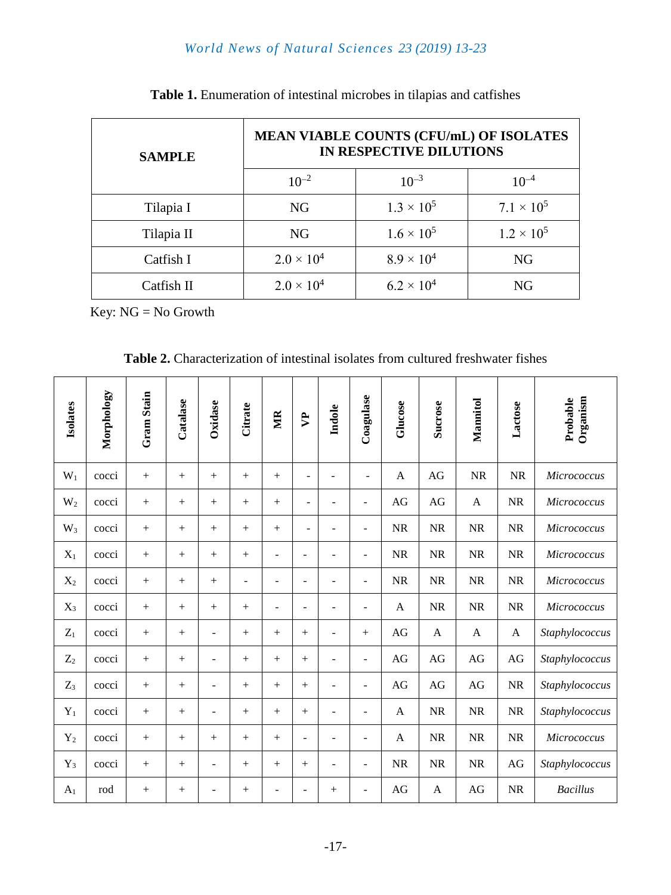**Table 1.** Enumeration of intestinal microbes in tilapias and catfishes

| SAMPLE | MEAN VIABLE COUNTS (CFU/mL) OF ISOLATES IN RESPECTIVE DILUTIONS | | |
|---|---|---|---|
| | $10^{-2}$ | $10^{-3}$ | $10^{-4}$ |
| Tilapia I | NG | $1.3 \times 10^5$ | $7.1 \times 10^5$ |
| Tilapia II | NG | $1.6 \times 10^5$ | $1.2 \times 10^5$ |
| Catfish I | $2.0 \times 10^4$ | $8.9 \times 10^4$ | NG |
| Catfish II | $2.0 \times 10^4$ | $6.2 \times 10^4$ | NG |

Key: NG = No Growth

**Table 2.** Characterization of intestinal isolates from cultured freshwater fishes

| Isolates | Morphology | Gram Stain | Catalase | Oxidase | Citrate | MR | VP | Indole | Coagulase | Glucose | Sucrose | Mannitol | Lactose | Probable Organism |
|---|---|---|---|---|---|---|---|---|---|---|---|---|---|---|
| $W_1$ | cocci | + | + | + | + | + | - | - | - | A | AG | NR | NR | *Micrococcus* |
| $W_2$ | cocci | + | + | + | + | + | - | - | - | AG | AG | A | NR | *Micrococcus* |
| $W_3$ | cocci | + | + | + | + | + | - | - | - | NR | NR | NR | NR | *Micrococcus* |
| $X_1$ | cocci | + | + | + | + | - | - | - | - | NR | NR | NR | NR | *Micrococcus* |
| $X_2$ | cocci | + | + | + | - | - | - | - | - | NR | NR | NR | NR | *Micrococcus* |
| $X_3$ | cocci | + | + | + | + | - | - | - | - | A | NR | NR | NR | *Micrococcus* |
| $Z_1$ | cocci | + | + | - | + | + | + | - | + | AG | A | A | A | *Staphylococcus* |
| $Z_2$ | cocci | + | + | - | + | + | + | - | - | AG | AG | AG | AG | *Staphylococcus* |
| $Z_3$ | cocci | + | + | - | + | + | + | - | - | AG | AG | AG | NR | *Staphylococcus* |
| $Y_1$ | cocci | + | + | - | + | + | + | - | - | A | NR | NR | NR | *Staphylococcus* |
| $Y_2$ | cocci | + | + | + | + | + | - | - | - | A | NR | NR | NR | *Micrococcus* |
| $Y_3$ | cocci | + | + | - | + | + | + | - | - | NR | NR | NR | AG | *Staphylococcus* |
| $A_1$ | rod | + | + | - | + | - | - | + | - | AG | A | AG | NR | *Bacillus* |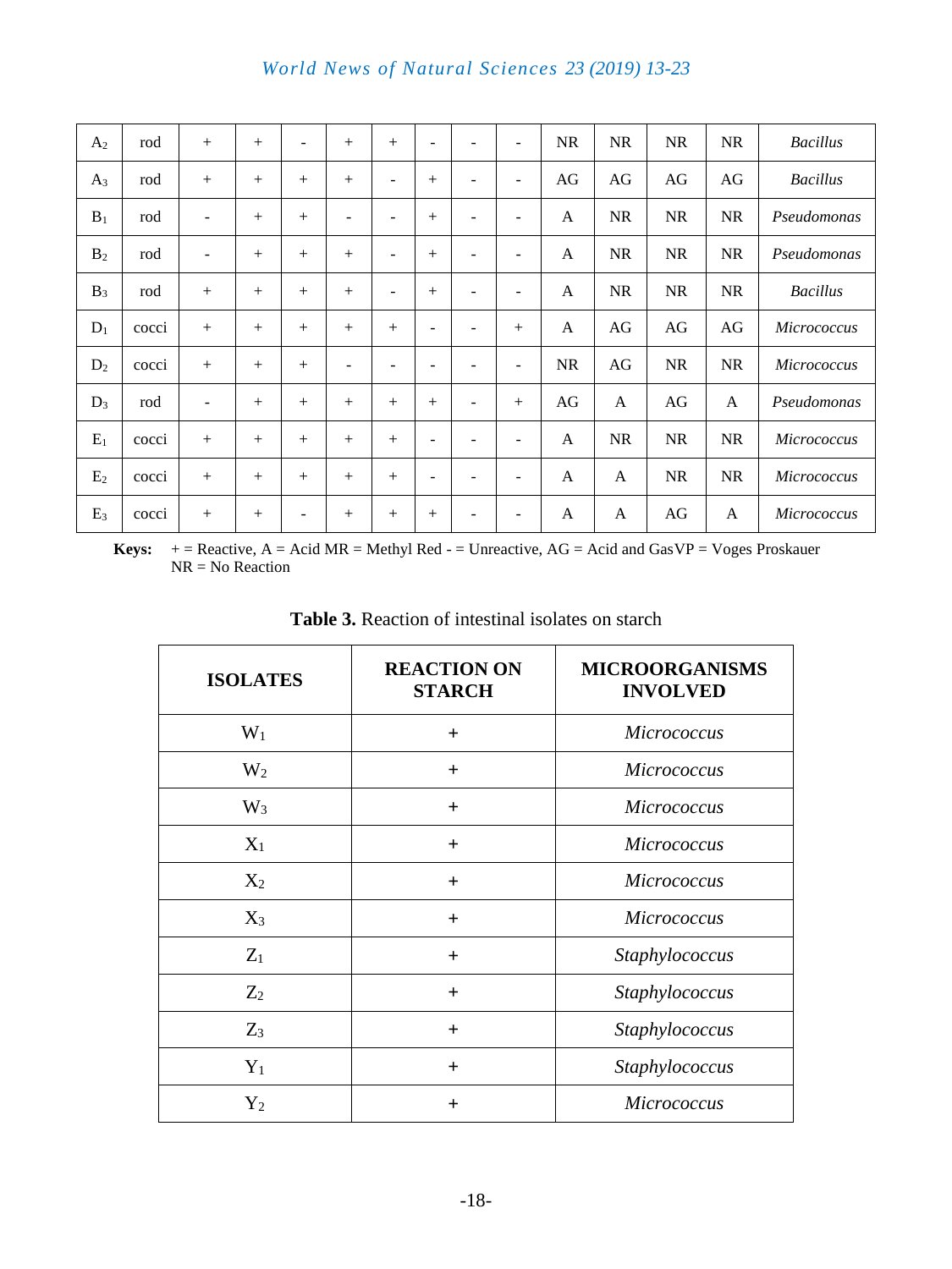| $A_2$ | rod | + | + | - | + | + | - | - | - | NR | NR | NR | NR | *Bacillus* |
|---|---|---|---|---|---|---|---|---|---|---|---|---|---|---|
| $A_3$ | rod | + | + | + | + | - | + | - | - | AG | AG | AG | AG | *Bacillus* |
| $B_1$ | rod | - | + | + | - | - | + | - | - | A | NR | NR | NR | *Pseudomonas* |
| $B_2$ | rod | - | + | + | + | - | + | - | - | A | NR | NR | NR | *Pseudomonas* |
| $B_3$ | rod | + | + | + | + | - | + | - | - | A | NR | NR | NR | *Bacillus* |
| $D_1$ | cocci | + | + | + | + | + | - | - | + | A | AG | AG | AG | *Micrococcus* |
| $D_2$ | cocci | + | + | + | - | - | - | - | - | NR | AG | NR | NR | *Micrococcus* |
| $D_3$ | rod | - | + | + | + | + | + | - | + | AG | A | AG | A | *Pseudomonas* |
| $E_1$ | cocci | + | + | + | + | + | - | - | - | A | NR | NR | NR | *Micrococcus* |
| $E_2$ | cocci | + | + | + | + | + | - | - | - | A | A | NR | NR | *Micrococcus* |
| $E_3$ | cocci | + | + | - | + | + | + | - | - | A | A | AG | A | *Micrococcus* |

**Keys:** + = Reactive, A = Acid MR = Methyl Red - = Unreactive, AG = Acid and GasVP = Voges Proskauer NR = No Reaction

**Table 3.** Reaction of intestinal isolates on starch

| ISOLATES | REACTION ON STARCH | MICROORGANISMS INVOLVED |
|---|---|---|
| $W_1$ | + | *Micrococcus* |
| $W_2$ | + | *Micrococcus* |
| $W_3$ | + | *Micrococcus* |
| $X_1$ | + | *Micrococcus* |
| $X_2$ | + | *Micrococcus* |
| $X_3$ | + | *Micrococcus* |
| $Z_1$ | + | *Staphylococcus* |
| $Z_2$ | + | *Staphylococcus* |
| $Z_3$ | + | *Staphylococcus* |
| $Y_1$ | + | *Staphylococcus* |
| $Y_2$ | + | *Micrococcus* |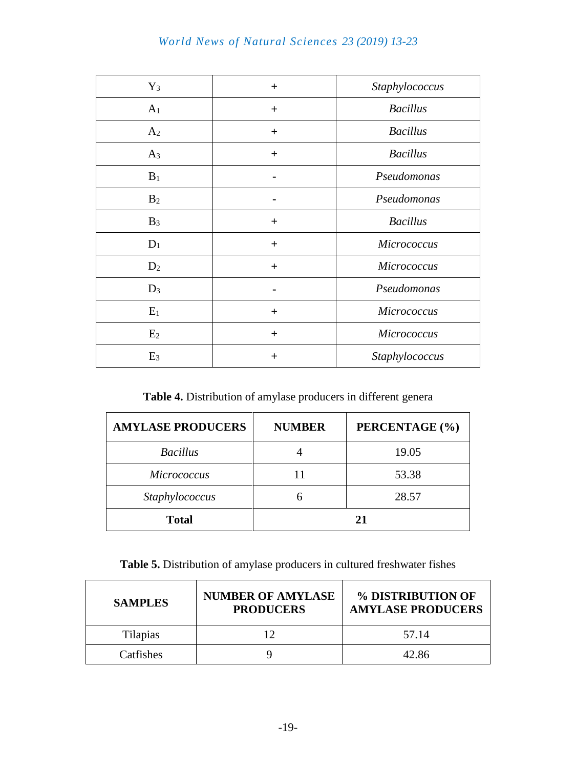| | | |
|---|---|---|
| $Y_3$ | + | *Staphylococcus* |
| $A_1$ | + | *Bacillus* |
| $A_2$ | + | *Bacillus* |
| $A_3$ | + | *Bacillus* |
| $B_1$ | - | *Pseudomonas* |
| $B_2$ | - | *Pseudomonas* |
| $B_3$ | + | *Bacillus* |
| $D_1$ | + | *Micrococcus* |
| $D_2$ | + | *Micrococcus* |
| $D_3$ | - | *Pseudomonas* |
| $E_1$ | + | *Micrococcus* |
| $E_2$ | + | *Micrococcus* |
| $E_3$ | + | *Staphylococcus* |

**Table 4.** Distribution of amylase producers in different genera

| AMYLASE PRODUCERS | NUMBER | PERCENTAGE (%) |
|---|---|---|
| *Bacillus* | 4 | 19.05 |
| *Micrococcus* | 11 | 53.38 |
| *Staphylococcus* | 6 | 28.57 |
| **Total** | **21** | |

**Table 5.** Distribution of amylase producers in cultured freshwater fishes

| SAMPLES | NUMBER OF AMYLASE PRODUCERS | % DISTRIBUTION OF AMYLASE PRODUCERS |
|---|---|---|
| Tilapias | 12 | 57.14 |
| Catfishes | 9 | 42.86 |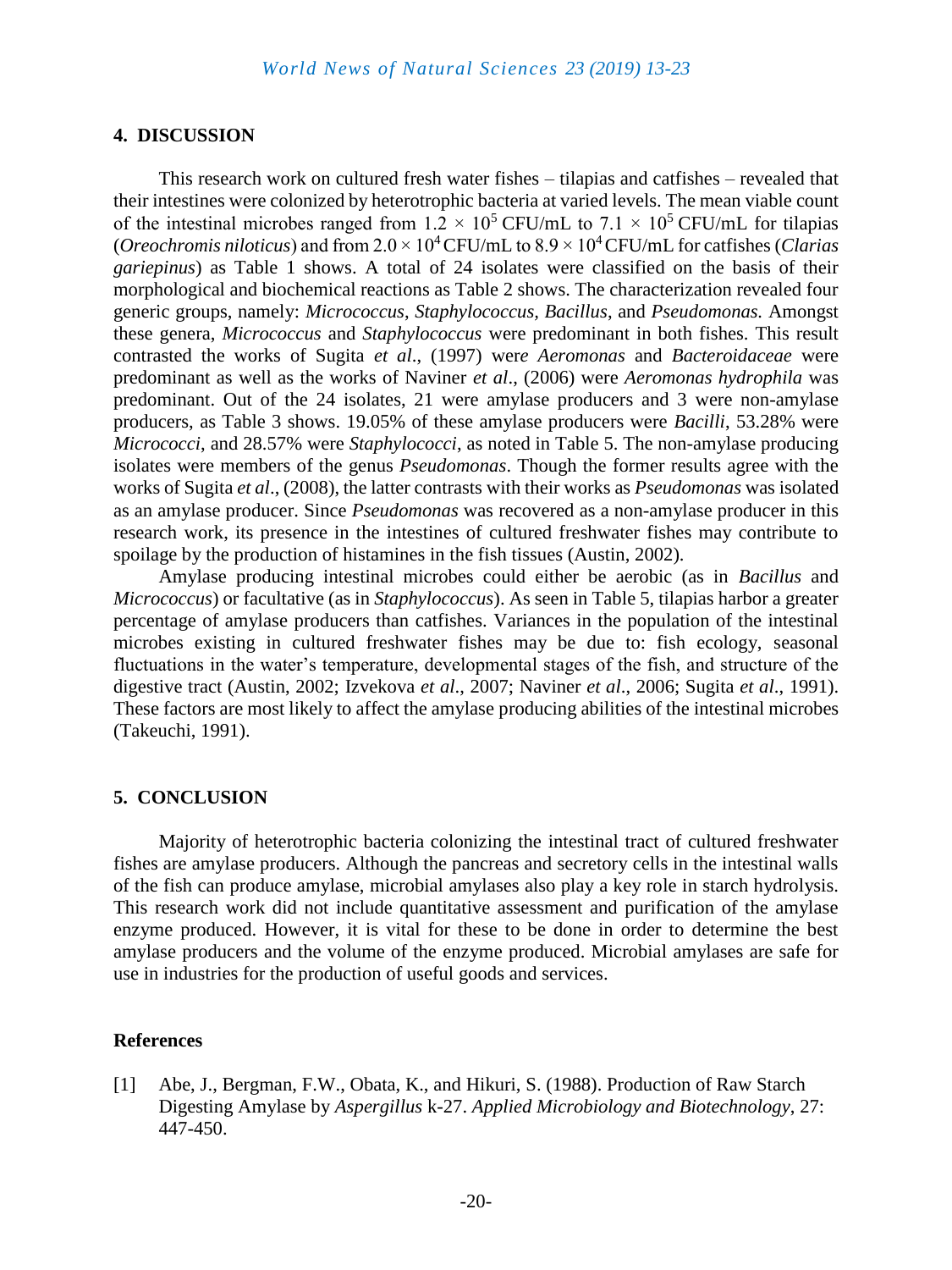## 4. DISCUSSION

This research work on cultured fresh water fishes – tilapias and catfishes – revealed that their intestines were colonized by heterotrophic bacteria at varied levels. The mean viable count of the intestinal microbes ranged from $1.2 \times 10^5$ CFU/mL to $7.1 \times 10^5$ CFU/mL for tilapias (*Oreochromis niloticus*) and from $2.0 \times 10^4$ CFU/mL to $8.9 \times 10^4$ CFU/mL for catfishes (*Clarias gariepinus*) as Table 1 shows. A total of 24 isolates were classified on the basis of their morphological and biochemical reactions as Table 2 shows. The characterization revealed four generic groups, namely: *Micrococcus*, *Staphylococcus*, *Bacillus*, and *Pseudomonas*. Amongst these genera, *Micrococcus* and *Staphylococcus* were predominant in both fishes. This result contrasted the works of Sugita *et al*., (1997) were *Aeromonas* and *Bacteroidaceae* were predominant as well as the works of Naviner *et al*., (2006) were *Aeromonas hydrophila* was predominant. Out of the 24 isolates, 21 were amylase producers and 3 were non-amylase producers, as Table 3 shows. 19.05% of these amylase producers were *Bacilli*, 53.28% were *Micrococci*, and 28.57% were *Staphylococci*, as noted in Table 5. The non-amylase producing isolates were members of the genus *Pseudomonas*. Though the former results agree with the works of Sugita *et al*., (2008), the latter contrasts with their works as *Pseudomonas* was isolated as an amylase producer. Since *Pseudomonas* was recovered as a non-amylase producer in this research work, its presence in the intestines of cultured freshwater fishes may contribute to spoilage by the production of histamines in the fish tissues (Austin, 2002).

Amylase producing intestinal microbes could either be aerobic (as in *Bacillus* and *Micrococcus*) or facultative (as in *Staphylococcus*). As seen in Table 5, tilapias harbor a greater percentage of amylase producers than catfishes. Variances in the population of the intestinal microbes existing in cultured freshwater fishes may be due to: fish ecology, seasonal fluctuations in the water's temperature, developmental stages of the fish, and structure of the digestive tract (Austin, 2002; Izvekova *et al*., 2007; Naviner *et al*., 2006; Sugita *et al*., 1991). These factors are most likely to affect the amylase producing abilities of the intestinal microbes (Takeuchi, 1991).

## 5. CONCLUSION

Majority of heterotrophic bacteria colonizing the intestinal tract of cultured freshwater fishes are amylase producers. Although the pancreas and secretory cells in the intestinal walls of the fish can produce amylase, microbial amylases also play a key role in starch hydrolysis. This research work did not include quantitative assessment and purification of the amylase enzyme produced. However, it is vital for these to be done in order to determine the best amylase producers and the volume of the enzyme produced. Microbial amylases are safe for use in industries for the production of useful goods and services.

## References

[1] Abe, J., Bergman, F.W., Obata, K., and Hikuri, S. (1988). Production of Raw Starch Digesting Amylase by *Aspergillus* k-27. *Applied Microbiology and Biotechnology*, 27: 447-450.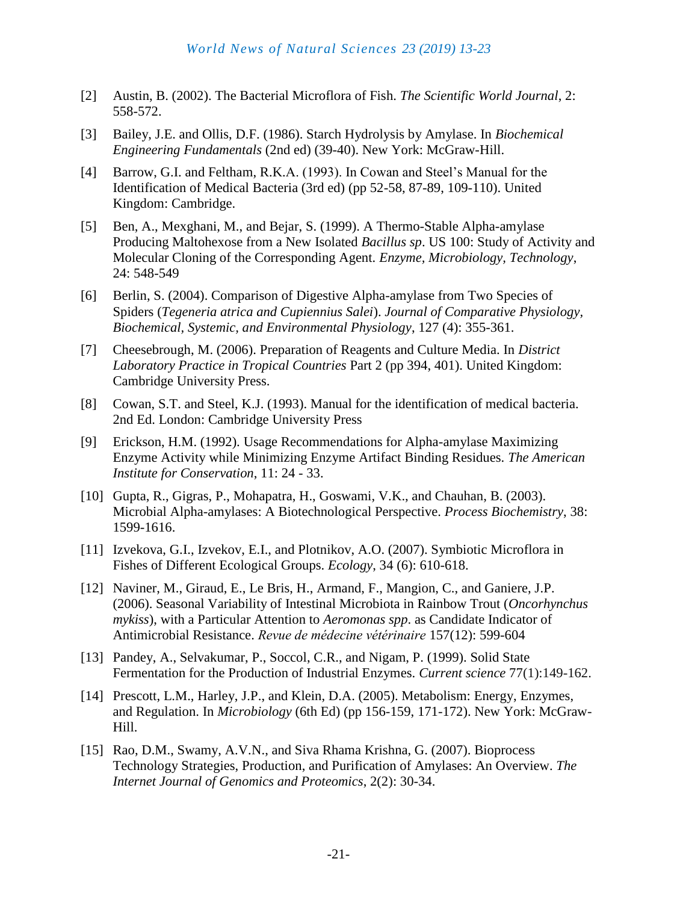[2] Austin, B. (2002). The Bacterial Microflora of Fish. *The Scientific World Journal*, 2: 558-572.

[3] Bailey, J.E. and Ollis, D.F. (1986). Starch Hydrolysis by Amylase. In *Biochemical Engineering Fundamentals* (2nd ed) (39-40). New York: McGraw-Hill.

[4] Barrow, G.I. and Feltham, R.K.A. (1993). In Cowan and Steel's Manual for the Identification of Medical Bacteria (3rd ed) (pp 52-58, 87-89, 109-110). United Kingdom: Cambridge.

[5] Ben, A., Mexghani, M., and Bejar, S. (1999). A Thermo-Stable Alpha-amylase Producing Maltohexose from a New Isolated *Bacillus sp*. US 100: Study of Activity and Molecular Cloning of the Corresponding Agent. *Enzyme, Microbiology, Technology*, 24: 548-549

[6] Berlin, S. (2004). Comparison of Digestive Alpha-amylase from Two Species of Spiders (*Tegeneria atrica and Cupiennius Salei*). *Journal of Comparative Physiology, Biochemical, Systemic, and Environmental Physiology*, 127 (4): 355-361.

[7] Cheesebrough, M. (2006). Preparation of Reagents and Culture Media. In *District Laboratory Practice in Tropical Countries* Part 2 (pp 394, 401). United Kingdom: Cambridge University Press.

[8] Cowan, S.T. and Steel, K.J. (1993). Manual for the identification of medical bacteria. 2nd Ed. London: Cambridge University Press

[9] Erickson, H.M. (1992). Usage Recommendations for Alpha-amylase Maximizing Enzyme Activity while Minimizing Enzyme Artifact Binding Residues. *The American Institute for Conservation*, 11: 24 - 33.

[10] Gupta, R., Gigras, P., Mohapatra, H., Goswami, V.K., and Chauhan, B. (2003). Microbial Alpha-amylases: A Biotechnological Perspective. *Process Biochemistry*, 38: 1599-1616.

[11] Izvekova, G.I., Izvekov, E.I., and Plotnikov, A.O. (2007). Symbiotic Microflora in Fishes of Different Ecological Groups. *Ecology*, 34 (6): 610-618.

[12] Naviner, M., Giraud, E., Le Bris, H., Armand, F., Mangion, C., and Ganiere, J.P. (2006). Seasonal Variability of Intestinal Microbiota in Rainbow Trout (*Oncorhynchus mykiss*), with a Particular Attention to *Aeromonas spp*. as Candidate Indicator of Antimicrobial Resistance. *Revue de médecine vétérinaire* 157(12): 599-604

[13] Pandey, A., Selvakumar, P., Soccol, C.R., and Nigam, P. (1999). Solid State Fermentation for the Production of Industrial Enzymes. *Current science* 77(1):149-162.

[14] Prescott, L.M., Harley, J.P., and Klein, D.A. (2005). Metabolism: Energy, Enzymes, and Regulation. In *Microbiology* (6th Ed) (pp 156-159, 171-172). New York: McGraw-Hill.

[15] Rao, D.M., Swamy, A.V.N., and Siva Rhama Krishna, G. (2007). Bioprocess Technology Strategies, Production, and Purification of Amylases: An Overview. *The Internet Journal of Genomics and Proteomics*, 2(2): 30-34.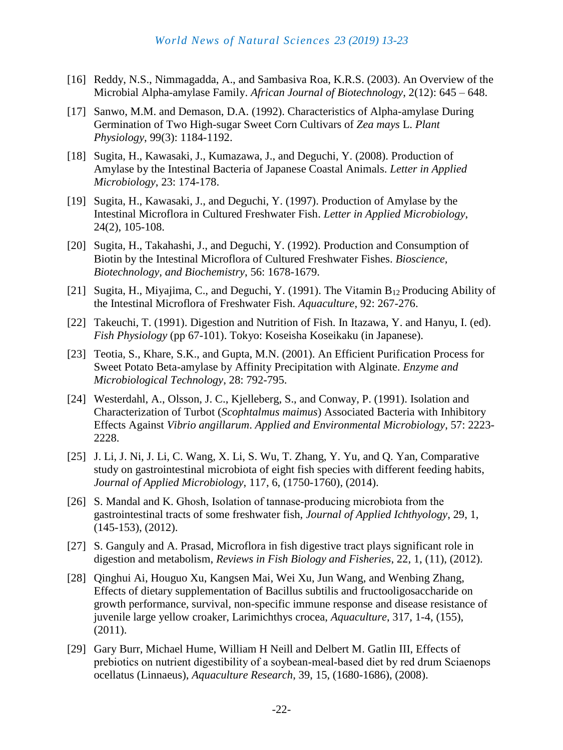[16] Reddy, N.S., Nimmagadda, A., and Sambasiva Roa, K.R.S. (2003). An Overview of the Microbial Alpha-amylase Family. *African Journal of Biotechnology*, 2(12): 645 – 648.

[17] Sanwo, M.M. and Demason, D.A. (1992). Characteristics of Alpha-amylase During Germination of Two High-sugar Sweet Corn Cultivars of *Zea mays* L. *Plant Physiology*, 99(3): 1184-1192.

[18] Sugita, H., Kawasaki, J., Kumazawa, J., and Deguchi, Y. (2008). Production of Amylase by the Intestinal Bacteria of Japanese Coastal Animals. *Letter in Applied Microbiology*, 23: 174-178.

[19] Sugita, H., Kawasaki, J., and Deguchi, Y. (1997). Production of Amylase by the Intestinal Microflora in Cultured Freshwater Fish. *Letter in Applied Microbiology*, 24(2), 105-108.

[20] Sugita, H., Takahashi, J., and Deguchi, Y. (1992). Production and Consumption of Biotin by the Intestinal Microflora of Cultured Freshwater Fishes. *Bioscience, Biotechnology, and Biochemistry*, 56: 1678-1679.

[21] Sugita, H., Miyajima, C., and Deguchi, Y. (1991). The Vitamin $B_{12}$ Producing Ability of the Intestinal Microflora of Freshwater Fish. *Aquaculture*, 92: 267-276.

[22] Takeuchi, T. (1991). Digestion and Nutrition of Fish. In Itazawa, Y. and Hanyu, I. (ed). *Fish Physiology* (pp 67-101). Tokyo: Koseisha Koseikaku (in Japanese).

[23] Teotia, S., Khare, S.K., and Gupta, M.N. (2001). An Efficient Purification Process for Sweet Potato Beta-amylase by Affinity Precipitation with Alginate. *Enzyme and Microbiological Technology*, 28: 792-795.

[24] Westerdahl, A., Olsson, J. C., Kjelleberg, S., and Conway, P. (1991). Isolation and Characterization of Turbot (*Scophtalmus maimus*) Associated Bacteria with Inhibitory Effects Against *Vibrio angillarum*. *Applied and Environmental Microbiology*, 57: 2223-2228.

[25] J. Li, J. Ni, J. Li, C. Wang, X. Li, S. Wu, T. Zhang, Y. Yu, and Q. Yan, Comparative study on gastrointestinal microbiota of eight fish species with different feeding habits, *Journal of Applied Microbiology*, 117, 6, (1750-1760), (2014).

[26] S. Mandal and K. Ghosh, Isolation of tannase-producing microbiota from the gastrointestinal tracts of some freshwater fish, *Journal of Applied Ichthyology*, 29, 1, (145-153), (2012).

[27] S. Ganguly and A. Prasad, Microflora in fish digestive tract plays significant role in digestion and metabolism, *Reviews in Fish Biology and Fisheries*, 22, 1, (11), (2012).

[28] Qinghui Ai, Houguo Xu, Kangsen Mai, Wei Xu, Jun Wang, and Wenbing Zhang, Effects of dietary supplementation of Bacillus subtilis and fructooligosaccharide on growth performance, survival, non-specific immune response and disease resistance of juvenile large yellow croaker, Larimichthys crocea, *Aquaculture*, 317, 1-4, (155), (2011).

[29] Gary Burr, Michael Hume, William H Neill and Delbert M. Gatlin III, Effects of prebiotics on nutrient digestibility of a soybean-meal-based diet by red drum Sciaenops ocellatus (Linnaeus), *Aquaculture Research*, 39, 15, (1680-1686), (2008).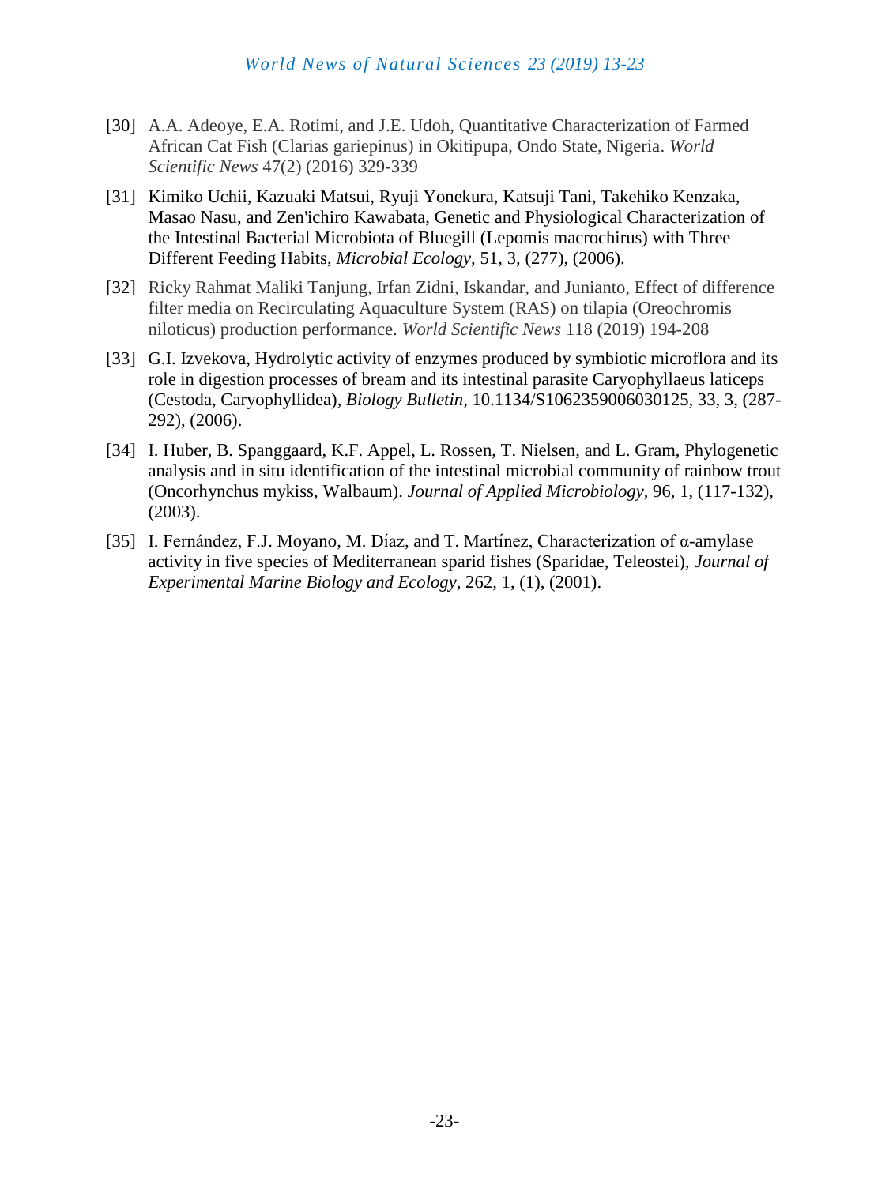[30] A.A. Adeoye, E.A. Rotimi, and J.E. Udoh, Quantitative Characterization of Farmed African Cat Fish (Clarias gariepinus) in Okitipupa, Ondo State, Nigeria. *World Scientific News* 47(2) (2016) 329-339

[31] Kimiko Uchii, Kazuaki Matsui, Ryuji Yonekura, Katsuji Tani, Takehiko Kenzaka, Masao Nasu, and Zen'ichiro Kawabata, Genetic and Physiological Characterization of the Intestinal Bacterial Microbiota of Bluegill (Lepomis macrochirus) with Three Different Feeding Habits, *Microbial Ecology*, 51, 3, (277), (2006).

[32] Ricky Rahmat Maliki Tanjung, Irfan Zidni, Iskandar, and Junianto, Effect of difference filter media on Recirculating Aquaculture System (RAS) on tilapia (Oreochromis niloticus) production performance. *World Scientific News* 118 (2019) 194-208

[33] G.I. Izvekova, Hydrolytic activity of enzymes produced by symbiotic microflora and its role in digestion processes of bream and its intestinal parasite Caryophyllaeus laticeps (Cestoda, Caryophyllidea), *Biology Bulletin*, 10.1134/S1062359006030125, 33, 3, (287-292), (2006).

[34] I. Huber, B. Spanggaard, K.F. Appel, L. Rossen, T. Nielsen, and L. Gram, Phylogenetic analysis and in situ identification of the intestinal microbial community of rainbow trout (Oncorhynchus mykiss, Walbaum). *Journal of Applied Microbiology*, 96, 1, (117-132), (2003).

[35] I. Fernández, F.J. Moyano, M. Díaz, and T. Martínez, Characterization of α-amylase activity in five species of Mediterranean sparid fishes (Sparidae, Teleostei), *Journal of Experimental Marine Biology and Ecology*, 262, 1, (1), (2001).